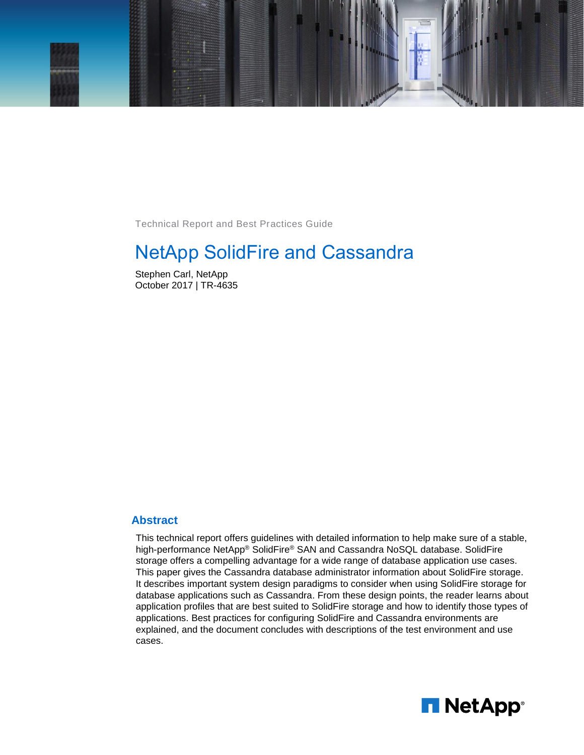Technical Report and Best Practices Guide

# NetApp SolidFire and Cassandra

Stephen Carl, NetApp
October 2017 | TR-4635

## Abstract

This technical report offers guidelines with detailed information to help make sure of a stable, high-performance NetApp® SolidFire® SAN and Cassandra NoSQL database. SolidFire storage offers a compelling advantage for a wide range of database application use cases. This paper gives the Cassandra database administrator information about SolidFire storage. It describes important system design paradigms to consider when using SolidFire storage for database applications such as Cassandra. From these design points, the reader learns about application profiles that are best suited to SolidFire storage and how to identify those types of applications. Best practices for configuring SolidFire and Cassandra environments are explained, and the document concludes with descriptions of the test environment and use cases.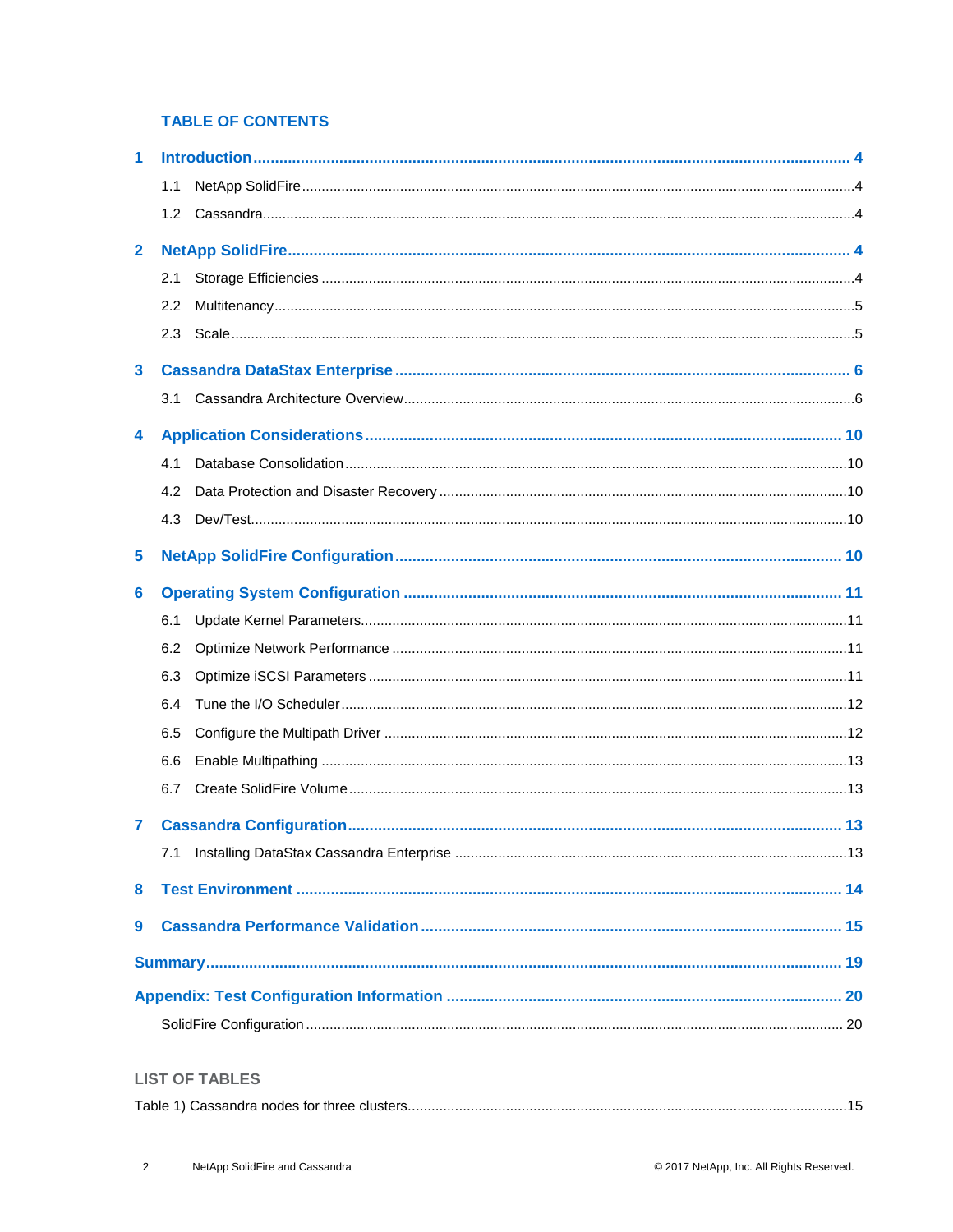## TABLE OF CONTENTS

**1 Introduction** ..... 4

- 1.1 NetApp SolidFire ..... 4
- 1.2 Cassandra ..... 4

**2 NetApp SolidFire** ..... 4

- 2.1 Storage Efficiencies ..... 4
- 2.2 Multitenancy ..... 5
- 2.3 Scale ..... 5

**3 Cassandra DataStax Enterprise** ..... 6

- 3.1 Cassandra Architecture Overview ..... 6

**4 Application Considerations** ..... 10

- 4.1 Database Consolidation ..... 10
- 4.2 Data Protection and Disaster Recovery ..... 10
- 4.3 Dev/Test ..... 10

**5 NetApp SolidFire Configuration** ..... 10

**6 Operating System Configuration** ..... 11

- 6.1 Update Kernel Parameters ..... 11
- 6.2 Optimize Network Performance ..... 11
- 6.3 Optimize iSCSI Parameters ..... 11
- 6.4 Tune the I/O Scheduler ..... 12
- 6.5 Configure the Multipath Driver ..... 12
- 6.6 Enable Multipathing ..... 13
- 6.7 Create SolidFire Volume ..... 13

**7 Cassandra Configuration** ..... 13

- 7.1 Installing DataStax Cassandra Enterprise ..... 13

**8 Test Environment** ..... 14

**9 Cassandra Performance Validation** ..... 15

**Summary** ..... 19

**Appendix: Test Configuration Information** ..... 20

- SolidFire Configuration ..... 20

## LIST OF TABLES

Table 1) Cassandra nodes for three clusters ..... 15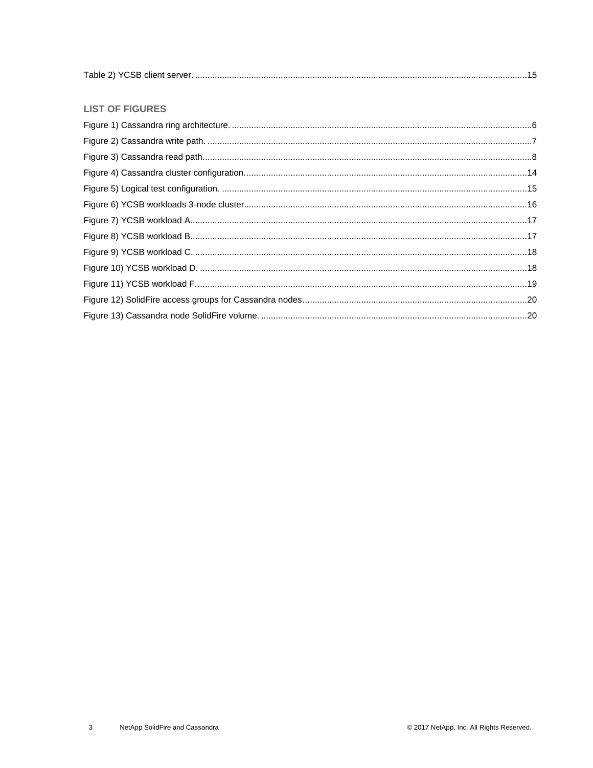Table 2) YCSB client server. ........................................................................................................................................15

## LIST OF FIGURES

Figure 1) Cassandra ring architecture. ...........................................................................................................................6

Figure 2) Cassandra write path. ......................................................................................................................................7

Figure 3) Cassandra read path.........................................................................................................................................8

Figure 4) Cassandra cluster configuration.....................................................................................................................14

Figure 5) Logical test configuration. ..............................................................................................................................15

Figure 6) YCSB workloads 3-node cluster.....................................................................................................................16

Figure 7) YCSB workload A............................................................................................................................................17

Figure 8) YCSB workload B............................................................................................................................................17

Figure 9) YCSB workload C. ..........................................................................................................................................18

Figure 10) YCSB workload D. ........................................................................................................................................18

Figure 11) YCSB workload F...........................................................................................................................................19

Figure 12) SolidFire access groups for Cassandra nodes..............................................................................................20

Figure 13) Cassandra node SolidFire volume. ...............................................................................................................20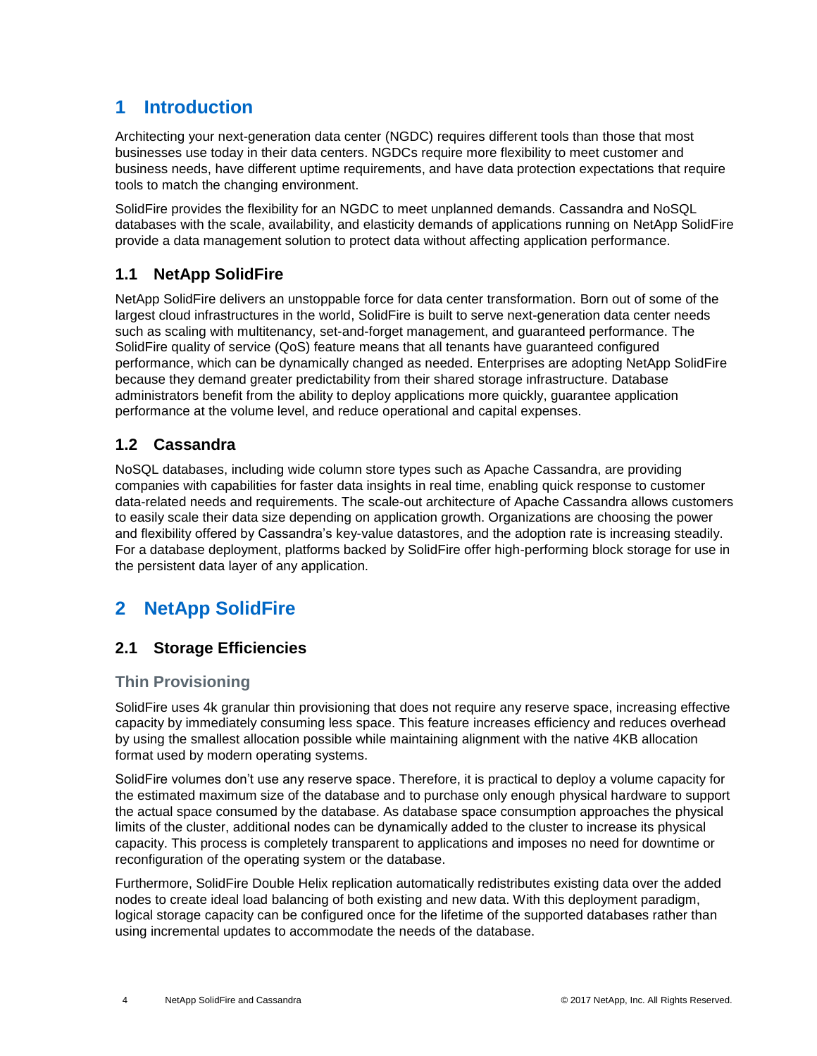# 1 Introduction

Architecting your next-generation data center (NGDC) requires different tools than those that most businesses use today in their data centers. NGDCs require more flexibility to meet customer and business needs, have different uptime requirements, and have data protection expectations that require tools to match the changing environment.

SolidFire provides the flexibility for an NGDC to meet unplanned demands. Cassandra and NoSQL databases with the scale, availability, and elasticity demands of applications running on NetApp SolidFire provide a data management solution to protect data without affecting application performance.

## 1.1 NetApp SolidFire

NetApp SolidFire delivers an unstoppable force for data center transformation. Born out of some of the largest cloud infrastructures in the world, SolidFire is built to serve next-generation data center needs such as scaling with multitenancy, set-and-forget management, and guaranteed performance. The SolidFire quality of service (QoS) feature means that all tenants have guaranteed configured performance, which can be dynamically changed as needed. Enterprises are adopting NetApp SolidFire because they demand greater predictability from their shared storage infrastructure. Database administrators benefit from the ability to deploy applications more quickly, guarantee application performance at the volume level, and reduce operational and capital expenses.

## 1.2 Cassandra

NoSQL databases, including wide column store types such as Apache Cassandra, are providing companies with capabilities for faster data insights in real time, enabling quick response to customer data-related needs and requirements. The scale-out architecture of Apache Cassandra allows customers to easily scale their data size depending on application growth. Organizations are choosing the power and flexibility offered by Cassandra's key-value datastores, and the adoption rate is increasing steadily. For a database deployment, platforms backed by SolidFire offer high-performing block storage for use in the persistent data layer of any application.

# 2 NetApp SolidFire

## 2.1 Storage Efficiencies

### Thin Provisioning

SolidFire uses 4k granular thin provisioning that does not require any reserve space, increasing effective capacity by immediately consuming less space. This feature increases efficiency and reduces overhead by using the smallest allocation possible while maintaining alignment with the native 4KB allocation format used by modern operating systems.

SolidFire volumes don't use any reserve space. Therefore, it is practical to deploy a volume capacity for the estimated maximum size of the database and to purchase only enough physical hardware to support the actual space consumed by the database. As database space consumption approaches the physical limits of the cluster, additional nodes can be dynamically added to the cluster to increase its physical capacity. This process is completely transparent to applications and imposes no need for downtime or reconfiguration of the operating system or the database.

Furthermore, SolidFire Double Helix replication automatically redistributes existing data over the added nodes to create ideal load balancing of both existing and new data. With this deployment paradigm, logical storage capacity can be configured once for the lifetime of the supported databases rather than using incremental updates to accommodate the needs of the database.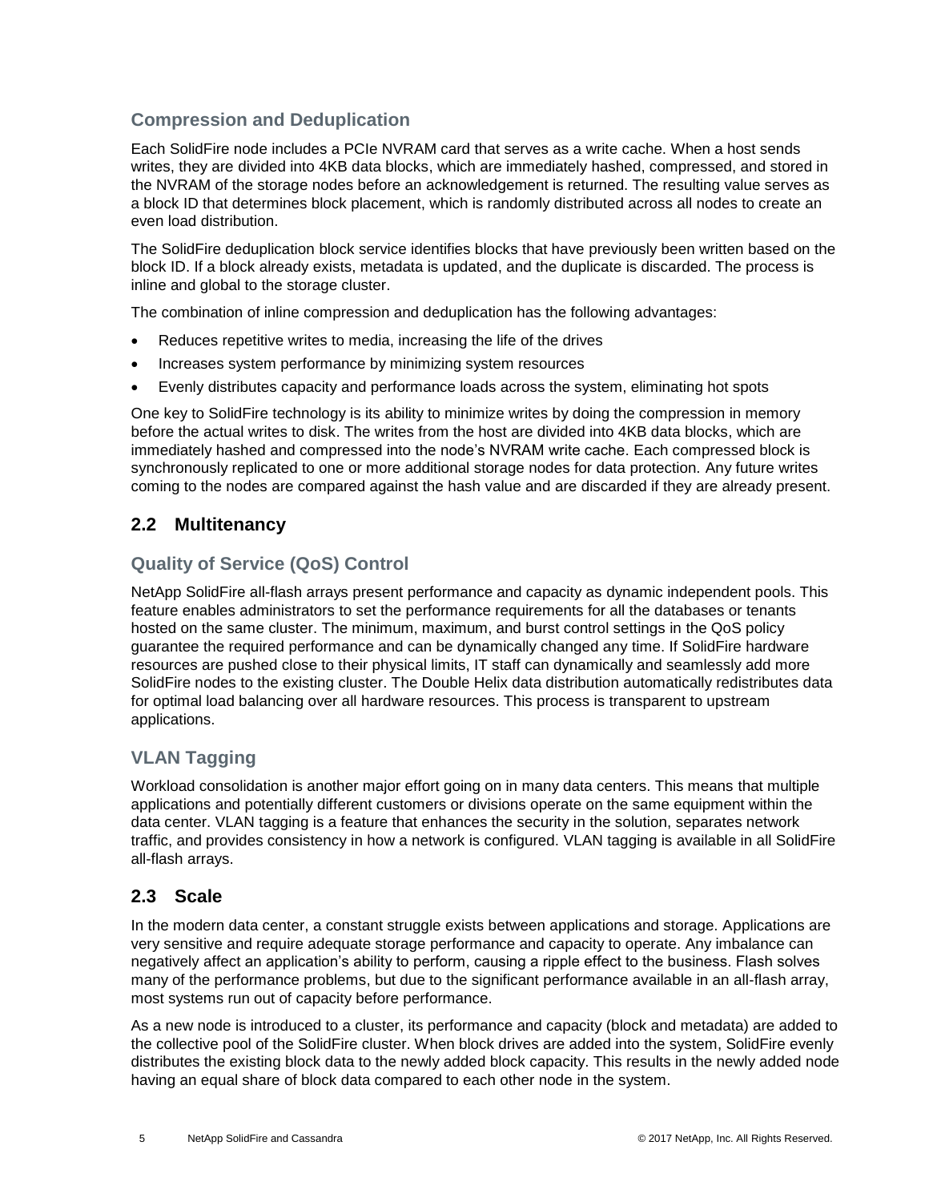### Compression and Deduplication

Each SolidFire node includes a PCIe NVRAM card that serves as a write cache. When a host sends writes, they are divided into 4KB data blocks, which are immediately hashed, compressed, and stored in the NVRAM of the storage nodes before an acknowledgement is returned. The resulting value serves as a block ID that determines block placement, which is randomly distributed across all nodes to create an even load distribution.

The SolidFire deduplication block service identifies blocks that have previously been written based on the block ID. If a block already exists, metadata is updated, and the duplicate is discarded. The process is inline and global to the storage cluster.

The combination of inline compression and deduplication has the following advantages:

- Reduces repetitive writes to media, increasing the life of the drives
- Increases system performance by minimizing system resources
- Evenly distributes capacity and performance loads across the system, eliminating hot spots

One key to SolidFire technology is its ability to minimize writes by doing the compression in memory before the actual writes to disk. The writes from the host are divided into 4KB data blocks, which are immediately hashed and compressed into the node's NVRAM write cache. Each compressed block is synchronously replicated to one or more additional storage nodes for data protection. Any future writes coming to the nodes are compared against the hash value and are discarded if they are already present.

## 2.2 Multitenancy

### Quality of Service (QoS) Control

NetApp SolidFire all-flash arrays present performance and capacity as dynamic independent pools. This feature enables administrators to set the performance requirements for all the databases or tenants hosted on the same cluster. The minimum, maximum, and burst control settings in the QoS policy guarantee the required performance and can be dynamically changed any time. If SolidFire hardware resources are pushed close to their physical limits, IT staff can dynamically and seamlessly add more SolidFire nodes to the existing cluster. The Double Helix data distribution automatically redistributes data for optimal load balancing over all hardware resources. This process is transparent to upstream applications.

### VLAN Tagging

Workload consolidation is another major effort going on in many data centers. This means that multiple applications and potentially different customers or divisions operate on the same equipment within the data center. VLAN tagging is a feature that enhances the security in the solution, separates network traffic, and provides consistency in how a network is configured. VLAN tagging is available in all SolidFire all-flash arrays.

## 2.3 Scale

In the modern data center, a constant struggle exists between applications and storage. Applications are very sensitive and require adequate storage performance and capacity to operate. Any imbalance can negatively affect an application's ability to perform, causing a ripple effect to the business. Flash solves many of the performance problems, but due to the significant performance available in an all-flash array, most systems run out of capacity before performance.

As a new node is introduced to a cluster, its performance and capacity (block and metadata) are added to the collective pool of the SolidFire cluster. When block drives are added into the system, SolidFire evenly distributes the existing block data to the newly added block capacity. This results in the newly added node having an equal share of block data compared to each other node in the system.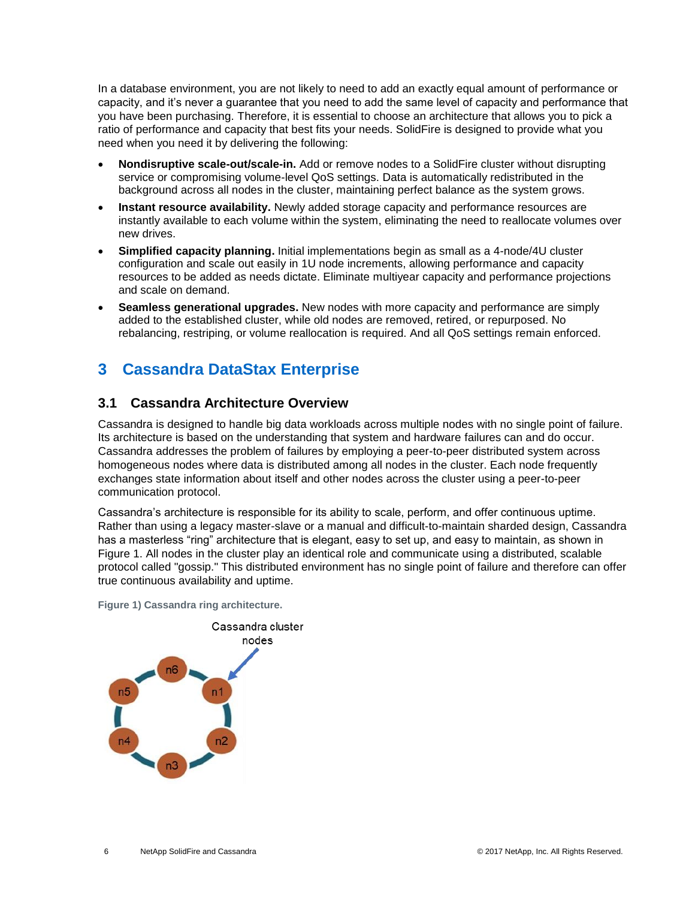In a database environment, you are not likely to need to add an exactly equal amount of performance or capacity, and it's never a guarantee that you need to add the same level of capacity and performance that you have been purchasing. Therefore, it is essential to choose an architecture that allows you to pick a ratio of performance and capacity that best fits your needs. SolidFire is designed to provide what you need when you need it by delivering the following:

- **Nondisruptive scale-out/scale-in.** Add or remove nodes to a SolidFire cluster without disrupting service or compromising volume-level QoS settings. Data is automatically redistributed in the background across all nodes in the cluster, maintaining perfect balance as the system grows.
- **Instant resource availability.** Newly added storage capacity and performance resources are instantly available to each volume within the system, eliminating the need to reallocate volumes over new drives.
- **Simplified capacity planning.** Initial implementations begin as small as a 4-node/4U cluster configuration and scale out easily in 1U node increments, allowing performance and capacity resources to be added as needs dictate. Eliminate multiyear capacity and performance projections and scale on demand.
- **Seamless generational upgrades.** New nodes with more capacity and performance are simply added to the established cluster, while old nodes are removed, retired, or repurposed. No rebalancing, restriping, or volume reallocation is required. And all QoS settings remain enforced.

# 3 Cassandra DataStax Enterprise

## 3.1 Cassandra Architecture Overview

Cassandra is designed to handle big data workloads across multiple nodes with no single point of failure. Its architecture is based on the understanding that system and hardware failures can and do occur. Cassandra addresses the problem of failures by employing a peer-to-peer distributed system across homogeneous nodes where data is distributed among all nodes in the cluster. Each node frequently exchanges state information about itself and other nodes across the cluster using a peer-to-peer communication protocol.

Cassandra's architecture is responsible for its ability to scale, perform, and offer continuous uptime. Rather than using a legacy master-slave or a manual and difficult-to-maintain sharded design, Cassandra has a masterless "ring" architecture that is elegant, easy to set up, and easy to maintain, as shown in Figure 1. All nodes in the cluster play an identical role and communicate using a distributed, scalable protocol called "gossip." This distributed environment has no single point of failure and therefore can offer true continuous availability and uptime.

**Figure 1) Cassandra ring architecture.**

Cassandra cluster nodes

n6, n1, n2, n3, n4, n5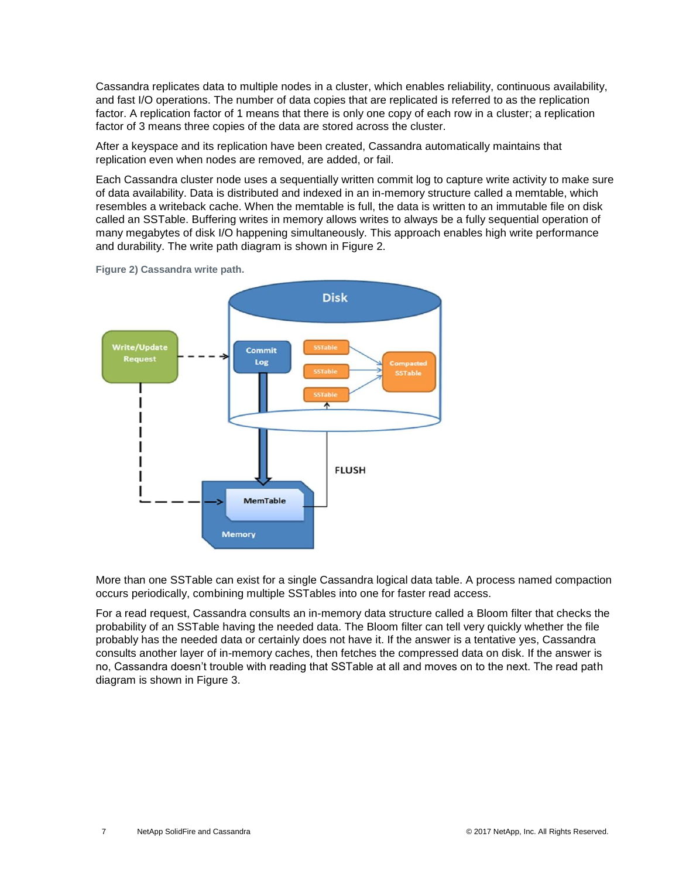Cassandra replicates data to multiple nodes in a cluster, which enables reliability, continuous availability, and fast I/O operations. The number of data copies that are replicated is referred to as the replication factor. A replication factor of 1 means that there is only one copy of each row in a cluster; a replication factor of 3 means three copies of the data are stored across the cluster.

After a keyspace and its replication have been created, Cassandra automatically maintains that replication even when nodes are removed, are added, or fail.

Each Cassandra cluster node uses a sequentially written commit log to capture write activity to make sure of data availability. Data is distributed and indexed in an in-memory structure called a memtable, which resembles a writeback cache. When the memtable is full, the data is written to an immutable file on disk called an SSTable. Buffering writes in memory allows writes to always be a fully sequential operation of many megabytes of disk I/O happening simultaneously. This approach enables high write performance and durability. The write path diagram is shown in Figure 2.

**Figure 2) Cassandra write path.**

More than one SSTable can exist for a single Cassandra logical data table. A process named compaction occurs periodically, combining multiple SSTables into one for faster read access.

For a read request, Cassandra consults an in-memory data structure called a Bloom filter that checks the probability of an SSTable having the needed data. The Bloom filter can tell very quickly whether the file probably has the needed data or certainly does not have it. If the answer is a tentative yes, Cassandra consults another layer of in-memory caches, then fetches the compressed data on disk. If the answer is no, Cassandra doesn't trouble with reading that SSTable at all and moves on to the next. The read path diagram is shown in Figure 3.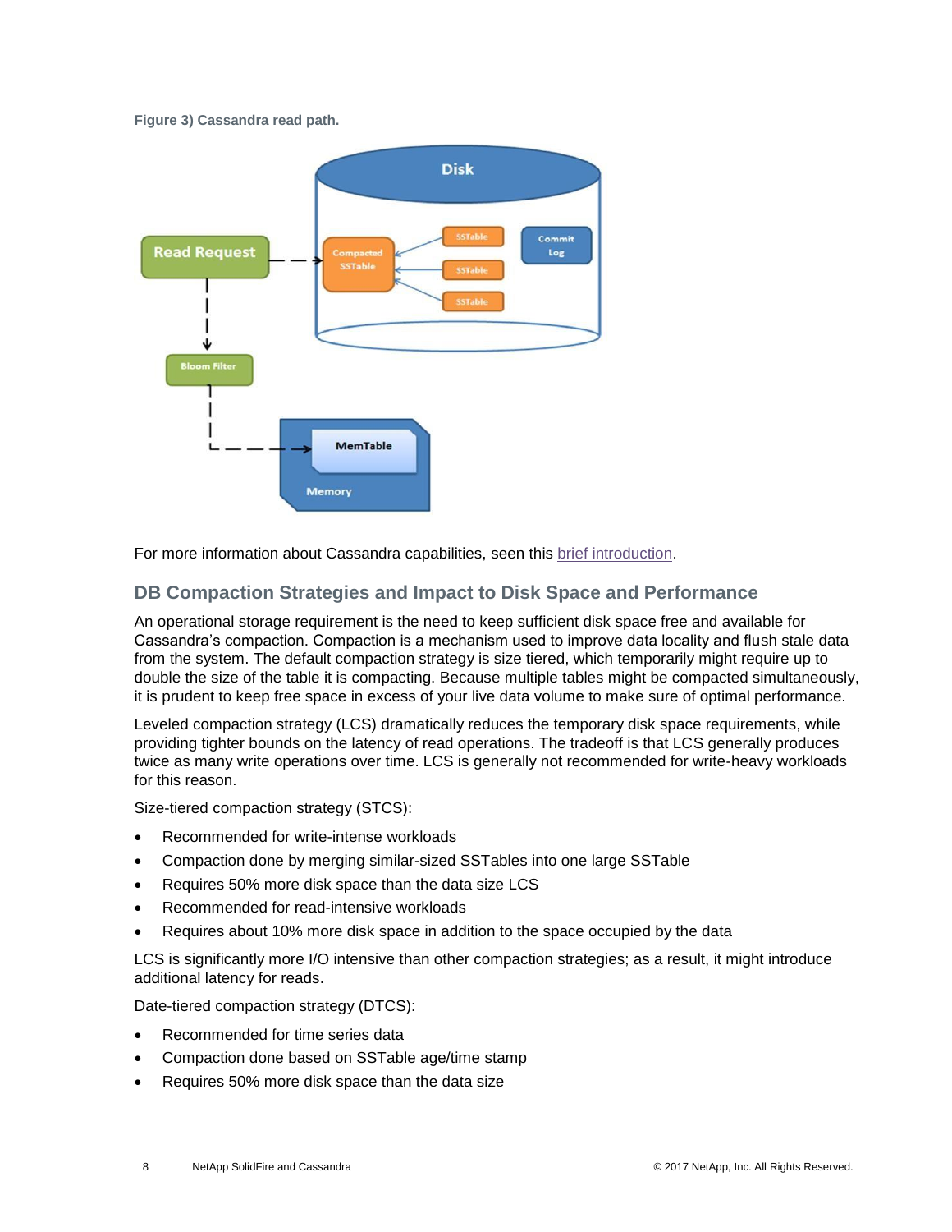Figure 3) Cassandra read path.

For more information about Cassandra capabilities, seen this brief introduction.

## DB Compaction Strategies and Impact to Disk Space and Performance

An operational storage requirement is the need to keep sufficient disk space free and available for Cassandra's compaction. Compaction is a mechanism used to improve data locality and flush stale data from the system. The default compaction strategy is size tiered, which temporarily might require up to double the size of the table it is compacting. Because multiple tables might be compacted simultaneously, it is prudent to keep free space in excess of your live data volume to make sure of optimal performance.

Leveled compaction strategy (LCS) dramatically reduces the temporary disk space requirements, while providing tighter bounds on the latency of read operations. The tradeoff is that LCS generally produces twice as many write operations over time. LCS is generally not recommended for write-heavy workloads for this reason.

Size-tiered compaction strategy (STCS):

- Recommended for write-intense workloads
- Compaction done by merging similar-sized SSTables into one large SSTable
- Requires 50% more disk space than the data size LCS
- Recommended for read-intensive workloads
- Requires about 10% more disk space in addition to the space occupied by the data

LCS is significantly more I/O intensive than other compaction strategies; as a result, it might introduce additional latency for reads.

Date-tiered compaction strategy (DTCS):

- Recommended for time series data
- Compaction done based on SSTable age/time stamp
- Requires 50% more disk space than the data size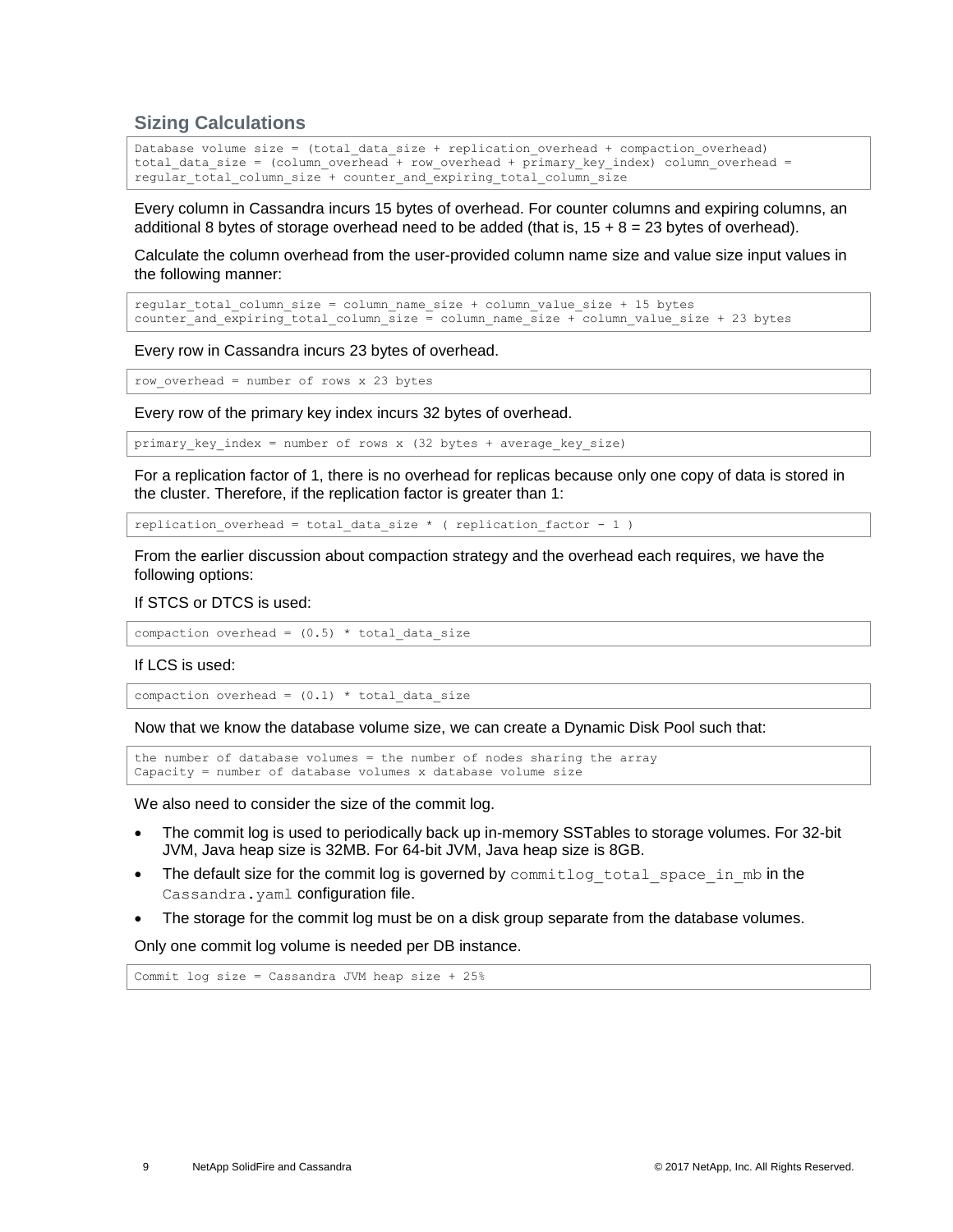## Sizing Calculations

```
Database volume size = (total_data_size + replication_overhead + compaction_overhead)
total_data_size = (column_overhead + row_overhead + primary_key_index) column_overhead =
regular_total_column_size + counter_and_expiring_total_column_size
```

Every column in Cassandra incurs 15 bytes of overhead. For counter columns and expiring columns, an additional 8 bytes of storage overhead need to be added (that is, 15 + 8 = 23 bytes of overhead).

Calculate the column overhead from the user-provided column name size and value size input values in the following manner:

```
regular_total_column_size = column_name_size + column_value_size + 15 bytes
counter_and_expiring_total_column_size = column_name_size + column_value_size + 23 bytes
```

Every row in Cassandra incurs 23 bytes of overhead.

```
row_overhead = number of rows x 23 bytes
```

Every row of the primary key index incurs 32 bytes of overhead.

```
primary_key_index = number of rows x (32 bytes + average_key_size)
```

For a replication factor of 1, there is no overhead for replicas because only one copy of data is stored in the cluster. Therefore, if the replication factor is greater than 1:

```
replication_overhead = total_data_size * ( replication_factor - 1 )
```

From the earlier discussion about compaction strategy and the overhead each requires, we have the following options:

If STCS or DTCS is used:

```
compaction overhead = (0.5) * total_data_size
```

If LCS is used:

```
compaction overhead = (0.1) * total_data_size
```

Now that we know the database volume size, we can create a Dynamic Disk Pool such that:

```
the number of database volumes = the number of nodes sharing the array
Capacity = number of database volumes x database volume size
```

We also need to consider the size of the commit log.

- The commit log is used to periodically back up in-memory SSTables to storage volumes. For 32-bit JVM, Java heap size is 32MB. For 64-bit JVM, Java heap size is 8GB.
- The default size for the commit log is governed by `commitlog_total_space_in_mb` in the `Cassandra.yaml` configuration file.
- The storage for the commit log must be on a disk group separate from the database volumes.

Only one commit log volume is needed per DB instance.

```
Commit log size = Cassandra JVM heap size + 25%
```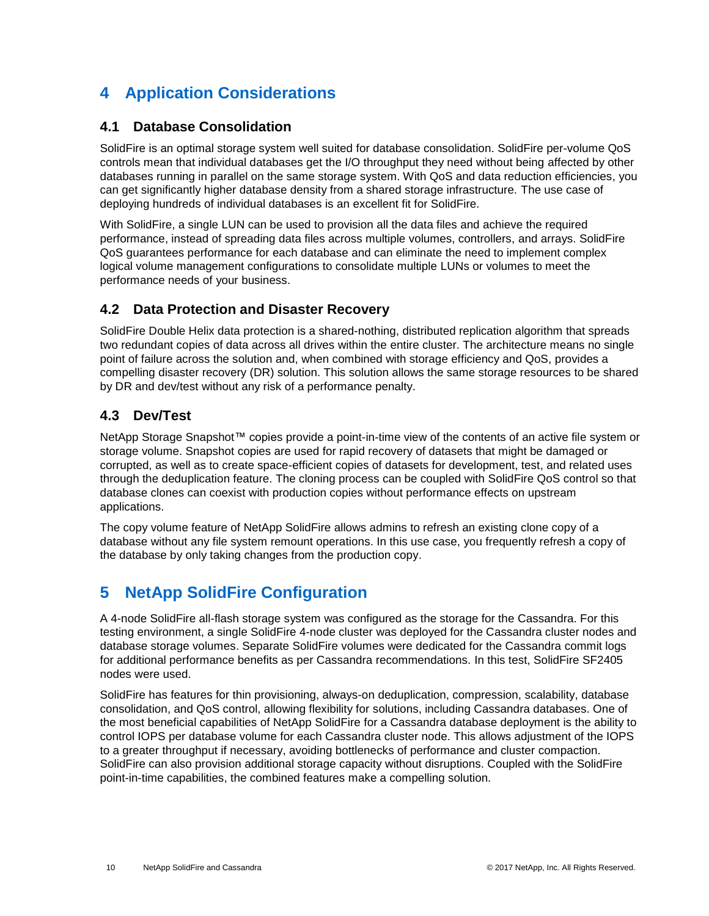# 4 Application Considerations

## 4.1 Database Consolidation

SolidFire is an optimal storage system well suited for database consolidation. SolidFire per-volume QoS controls mean that individual databases get the I/O throughput they need without being affected by other databases running in parallel on the same storage system. With QoS and data reduction efficiencies, you can get significantly higher database density from a shared storage infrastructure. The use case of deploying hundreds of individual databases is an excellent fit for SolidFire.

With SolidFire, a single LUN can be used to provision all the data files and achieve the required performance, instead of spreading data files across multiple volumes, controllers, and arrays. SolidFire QoS guarantees performance for each database and can eliminate the need to implement complex logical volume management configurations to consolidate multiple LUNs or volumes to meet the performance needs of your business.

## 4.2 Data Protection and Disaster Recovery

SolidFire Double Helix data protection is a shared-nothing, distributed replication algorithm that spreads two redundant copies of data across all drives within the entire cluster. The architecture means no single point of failure across the solution and, when combined with storage efficiency and QoS, provides a compelling disaster recovery (DR) solution. This solution allows the same storage resources to be shared by DR and dev/test without any risk of a performance penalty.

## 4.3 Dev/Test

NetApp Storage Snapshot™ copies provide a point-in-time view of the contents of an active file system or storage volume. Snapshot copies are used for rapid recovery of datasets that might be damaged or corrupted, as well as to create space-efficient copies of datasets for development, test, and related uses through the deduplication feature. The cloning process can be coupled with SolidFire QoS control so that database clones can coexist with production copies without performance effects on upstream applications.

The copy volume feature of NetApp SolidFire allows admins to refresh an existing clone copy of a database without any file system remount operations. In this use case, you frequently refresh a copy of the database by only taking changes from the production copy.

# 5 NetApp SolidFire Configuration

A 4-node SolidFire all-flash storage system was configured as the storage for the Cassandra. For this testing environment, a single SolidFire 4-node cluster was deployed for the Cassandra cluster nodes and database storage volumes. Separate SolidFire volumes were dedicated for the Cassandra commit logs for additional performance benefits as per Cassandra recommendations. In this test, SolidFire SF2405 nodes were used.

SolidFire has features for thin provisioning, always-on deduplication, compression, scalability, database consolidation, and QoS control, allowing flexibility for solutions, including Cassandra databases. One of the most beneficial capabilities of NetApp SolidFire for a Cassandra database deployment is the ability to control IOPS per database volume for each Cassandra cluster node. This allows adjustment of the IOPS to a greater throughput if necessary, avoiding bottlenecks of performance and cluster compaction. SolidFire can also provision additional storage capacity without disruptions. Coupled with the SolidFire point-in-time capabilities, the combined features make a compelling solution.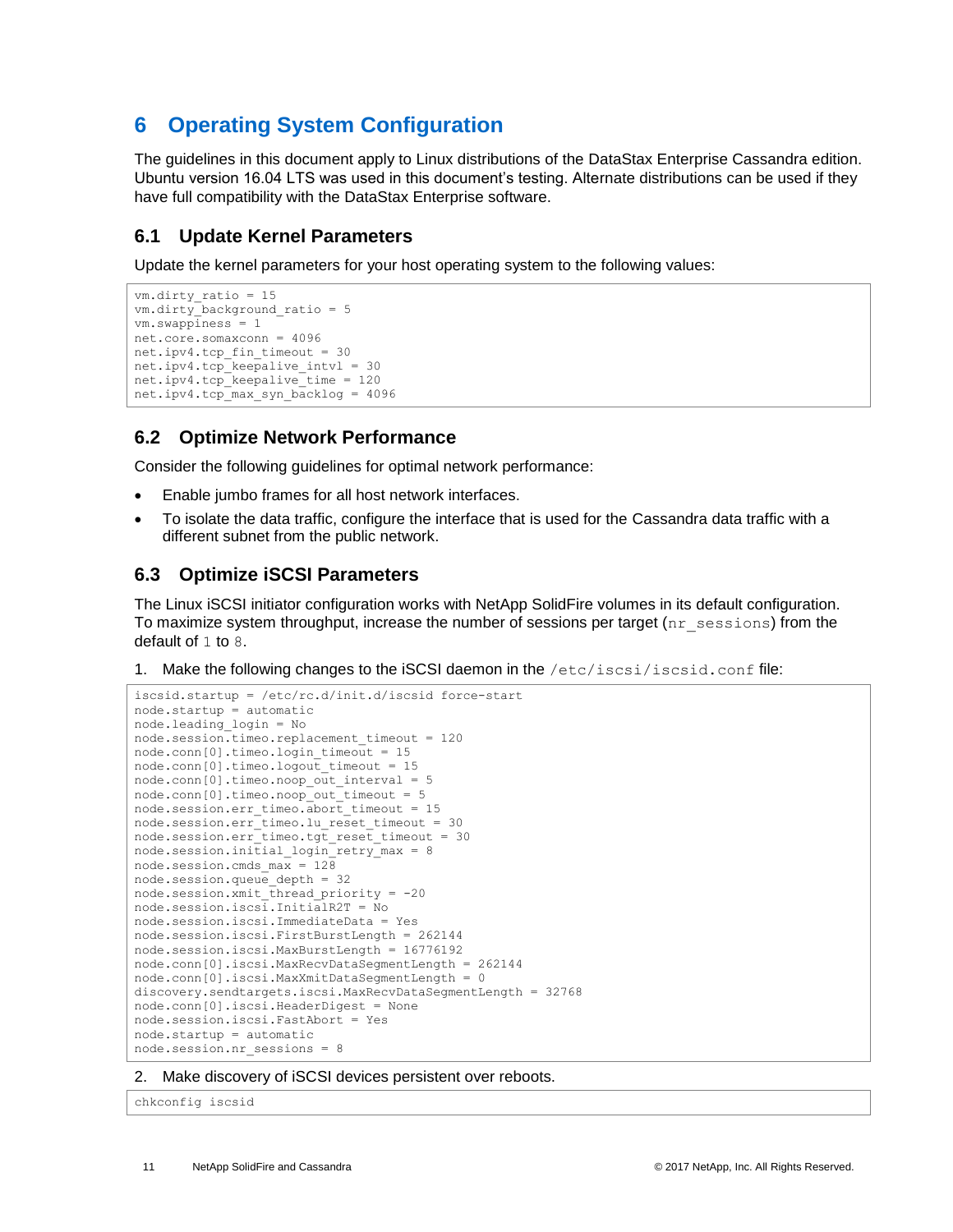# 6 Operating System Configuration

The guidelines in this document apply to Linux distributions of the DataStax Enterprise Cassandra edition. Ubuntu version 16.04 LTS was used in this document's testing. Alternate distributions can be used if they have full compatibility with the DataStax Enterprise software.

## 6.1 Update Kernel Parameters

Update the kernel parameters for your host operating system to the following values:

```
vm.dirty_ratio = 15
vm.dirty_background_ratio = 5
vm.swappiness = 1
net.core.somaxconn = 4096
net.ipv4.tcp_fin_timeout = 30
net.ipv4.tcp_keepalive_intvl = 30
net.ipv4.tcp_keepalive_time = 120
net.ipv4.tcp_max_syn_backlog = 4096
```

## 6.2 Optimize Network Performance

Consider the following guidelines for optimal network performance:

- Enable jumbo frames for all host network interfaces.
- To isolate the data traffic, configure the interface that is used for the Cassandra data traffic with a different subnet from the public network.

## 6.3 Optimize iSCSI Parameters

The Linux iSCSI initiator configuration works with NetApp SolidFire volumes in its default configuration. To maximize system throughput, increase the number of sessions per target (`nr_sessions`) from the default of `1` to `8`.

1. Make the following changes to the iSCSI daemon in the `/etc/iscsi/iscsid.conf` file:

```
iscsid.startup = /etc/rc.d/init.d/iscsid force-start
node.startup = automatic
node.leading_login = No
node.session.timeo.replacement_timeout = 120
node.conn[0].timeo.login_timeout = 15
node.conn[0].timeo.logout_timeout = 15
node.conn[0].timeo.noop_out_interval = 5
node.conn[0].timeo.noop_out_timeout = 5
node.session.err_timeo.abort_timeout = 15
node.session.err_timeo.lu_reset_timeout = 30
node.session.err_timeo.tgt_reset_timeout = 30
node.session.initial_login_retry_max = 8
node.session.cmds_max = 128
node.session.queue_depth = 32
node.session.xmit_thread_priority = -20
node.session.iscsi.InitialR2T = No
node.session.iscsi.ImmediateData = Yes
node.session.iscsi.FirstBurstLength = 262144
node.session.iscsi.MaxBurstLength = 16776192
node.conn[0].iscsi.MaxRecvDataSegmentLength = 262144
node.conn[0].iscsi.MaxXmitDataSegmentLength = 0
discovery.sendtargets.iscsi.MaxRecvDataSegmentLength = 32768
node.conn[0].iscsi.HeaderDigest = None
node.session.iscsi.FastAbort = Yes
node.startup = automatic
node.session.nr_sessions = 8
```

2. Make discovery of iSCSI devices persistent over reboots.

```
chkconfig iscsid
```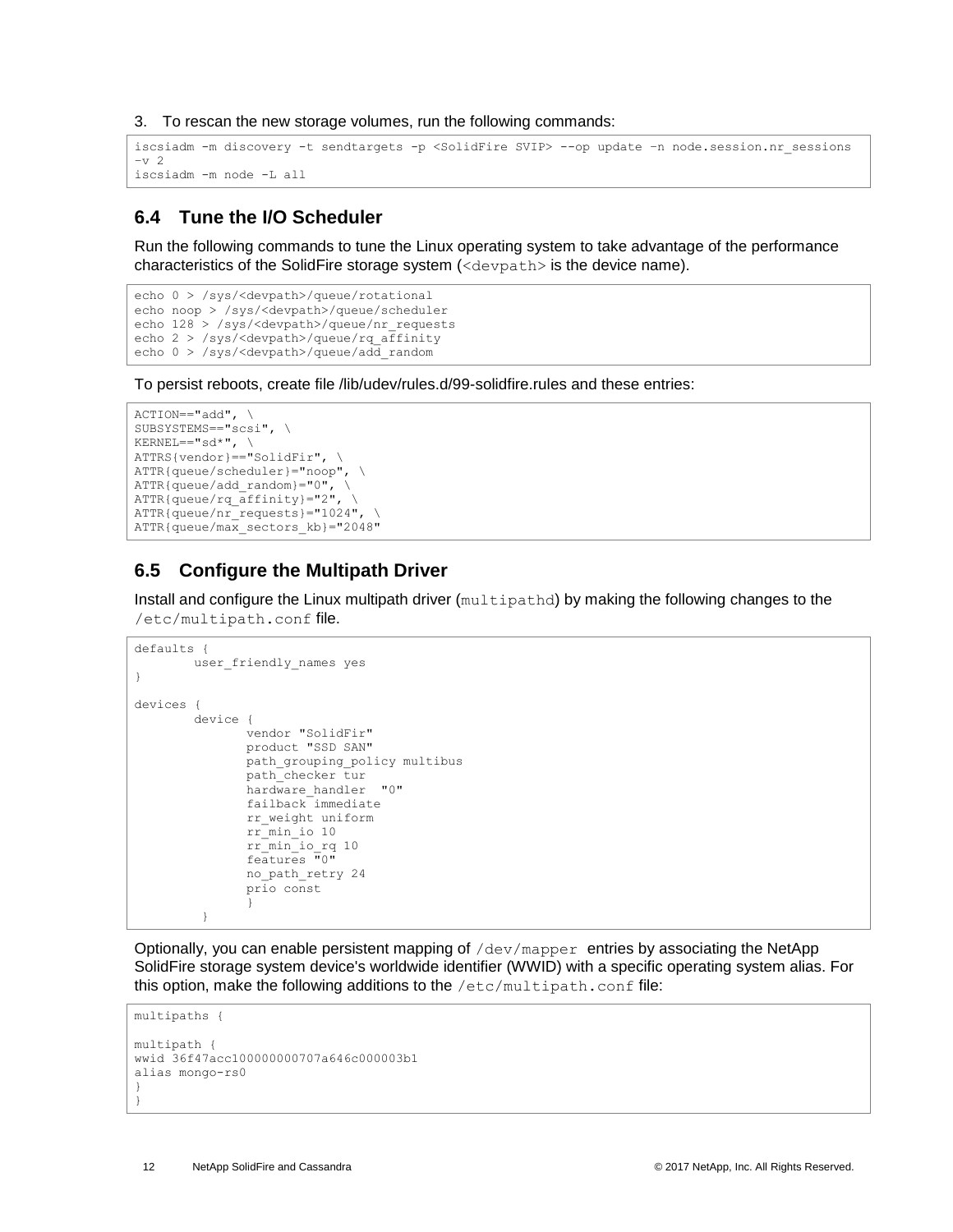3. To rescan the new storage volumes, run the following commands:

```
iscsiadm -m discovery -t sendtargets -p <SolidFire SVIP> --op update –n node.session.nr_sessions
-v 2
iscsiadm -m node -L all
```

## 6.4 Tune the I/O Scheduler

Run the following commands to tune the Linux operating system to take advantage of the performance characteristics of the SolidFire storage system (`<devpath>` is the device name).

```
echo 0 > /sys/<devpath>/queue/rotational
echo noop > /sys/<devpath>/queue/scheduler
echo 128 > /sys/<devpath>/queue/nr_requests
echo 2 > /sys/<devpath>/queue/rq_affinity
echo 0 > /sys/<devpath>/queue/add_random
```

To persist reboots, create file /lib/udev/rules.d/99-solidfire.rules and these entries:

```
ACTION=="add", \
SUBSYSTEMS=="scsi", \
KERNEL=="sd*", \
ATTRS{vendor}=="SolidFir", \
ATTR{queue/scheduler}="noop", \
ATTR{queue/add_random}="0", \
ATTR{queue/rq_affinity}="2", \
ATTR{queue/nr_requests}="1024", \
ATTR{queue/max_sectors_kb}="2048"
```

## 6.5 Configure the Multipath Driver

Install and configure the Linux multipath driver (`multipathd`) by making the following changes to the `/etc/multipath.conf` file.

```
defaults {
        user_friendly_names yes
}

devices {
        device {
                vendor "SolidFir"
                product "SSD SAN"
                path_grouping_policy multibus
                path_checker tur
                hardware_handler  "0"
                failback immediate
                rr_weight uniform
                rr_min_io 10
                rr_min_io_rq 10
                features "0"
                no_path_retry 24
                prio const
                }
         }
```

Optionally, you can enable persistent mapping of `/dev/mapper` entries by associating the NetApp SolidFire storage system device's worldwide identifier (WWID) with a specific operating system alias. For this option, make the following additions to the `/etc/multipath.conf` file:

```
multipaths {

multipath {
wwid 36f47acc100000000707a646c000003b1
alias mongo-rs0
}
}
```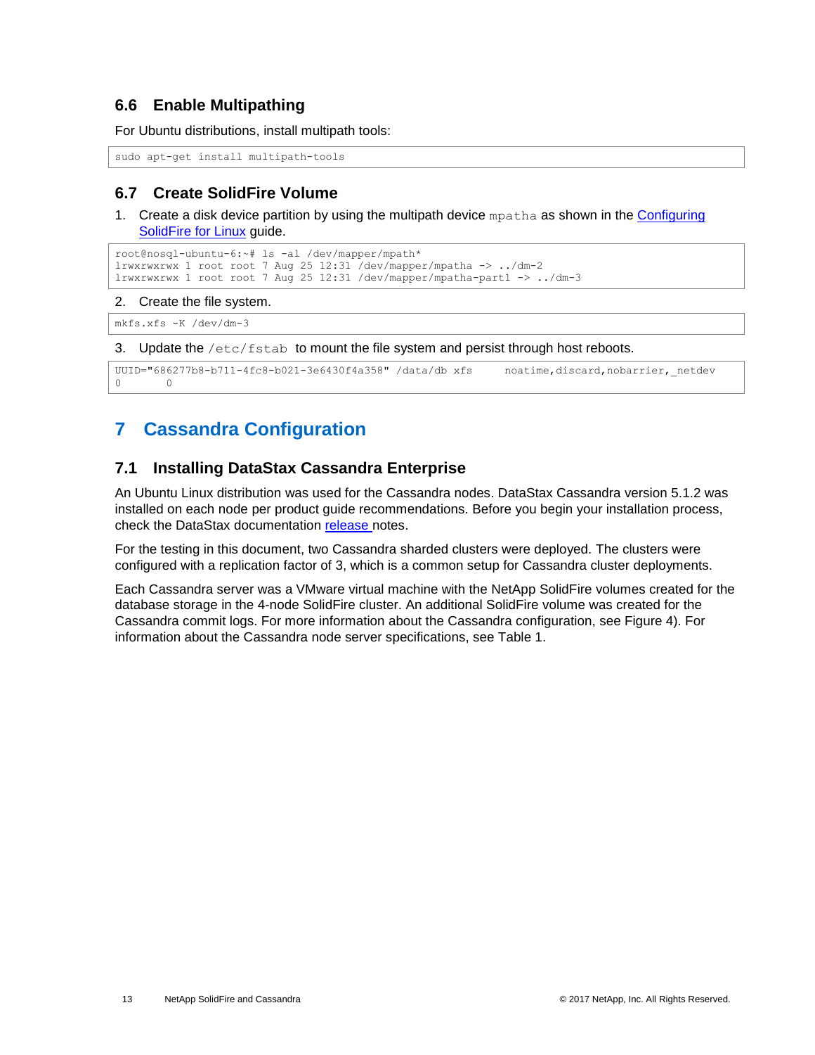## 6.6 Enable Multipathing

For Ubuntu distributions, install multipath tools:

```
sudo apt-get install multipath-tools
```

## 6.7 Create SolidFire Volume

1. Create a disk device partition by using the multipath device `mpatha` as shown in the Configuring SolidFire for Linux guide.

```
root@nosql-ubuntu-6:~# ls -al /dev/mapper/mpath*
lrwxrwxrwx 1 root root 7 Aug 25 12:31 /dev/mapper/mpatha -> ../dm-2
lrwxrwxrwx 1 root root 7 Aug 25 12:31 /dev/mapper/mpatha-part1 -> ../dm-3
```

2. Create the file system.

```
mkfs.xfs -K /dev/dm-3
```

3. Update the `/etc/fstab` to mount the file system and persist through host reboots.

```
UUID="686277b8-b711-4fc8-b021-3e6430f4a358" /data/db xfs     noatime,discard,nobarrier,_netdev
0       0
```

# 7 Cassandra Configuration

## 7.1 Installing DataStax Cassandra Enterprise

An Ubuntu Linux distribution was used for the Cassandra nodes. DataStax Cassandra version 5.1.2 was installed on each node per product guide recommendations. Before you begin your installation process, check the DataStax documentation release notes.

For the testing in this document, two Cassandra sharded clusters were deployed. The clusters were configured with a replication factor of 3, which is a common setup for Cassandra cluster deployments.

Each Cassandra server was a VMware virtual machine with the NetApp SolidFire volumes created for the database storage in the 4-node SolidFire cluster. An additional SolidFire volume was created for the Cassandra commit logs. For more information about the Cassandra configuration, see Figure 4). For information about the Cassandra node server specifications, see Table 1.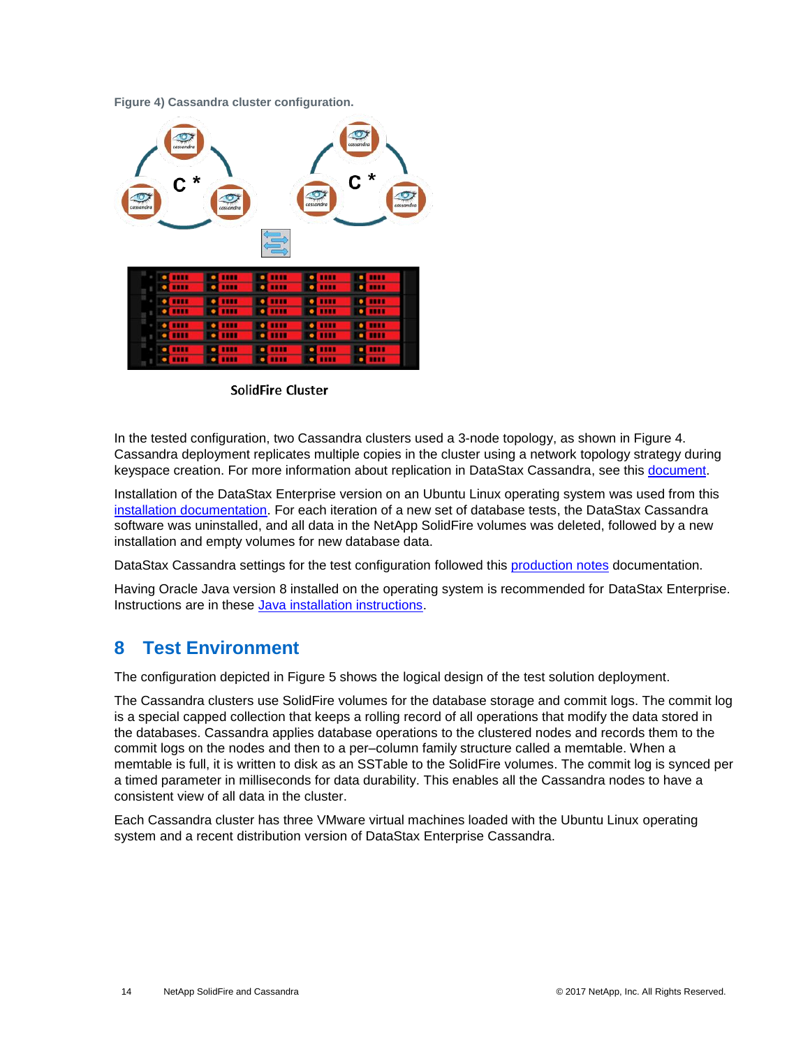Figure 4) Cassandra cluster configuration.

In the tested configuration, two Cassandra clusters used a 3-node topology, as shown in Figure 4. Cassandra deployment replicates multiple copies in the cluster using a network topology strategy during keyspace creation. For more information about replication in DataStax Cassandra, see this document.

Installation of the DataStax Enterprise version on an Ubuntu Linux operating system was used from this installation documentation. For each iteration of a new set of database tests, the DataStax Cassandra software was uninstalled, and all data in the NetApp SolidFire volumes was deleted, followed by a new installation and empty volumes for new database data.

DataStax Cassandra settings for the test configuration followed this production notes documentation.

Having Oracle Java version 8 installed on the operating system is recommended for DataStax Enterprise. Instructions are in these Java installation instructions.

# 8 Test Environment

The configuration depicted in Figure 5 shows the logical design of the test solution deployment.

The Cassandra clusters use SolidFire volumes for the database storage and commit logs. The commit log is a special capped collection that keeps a rolling record of all operations that modify the data stored in the databases. Cassandra applies database operations to the clustered nodes and records them to the commit logs on the nodes and then to a per–column family structure called a memtable. When a memtable is full, it is written to disk as an SSTable to the SolidFire volumes. The commit log is synced per a timed parameter in milliseconds for data durability. This enables all the Cassandra nodes to have a consistent view of all data in the cluster.

Each Cassandra cluster has three VMware virtual machines loaded with the Ubuntu Linux operating system and a recent distribution version of DataStax Enterprise Cassandra.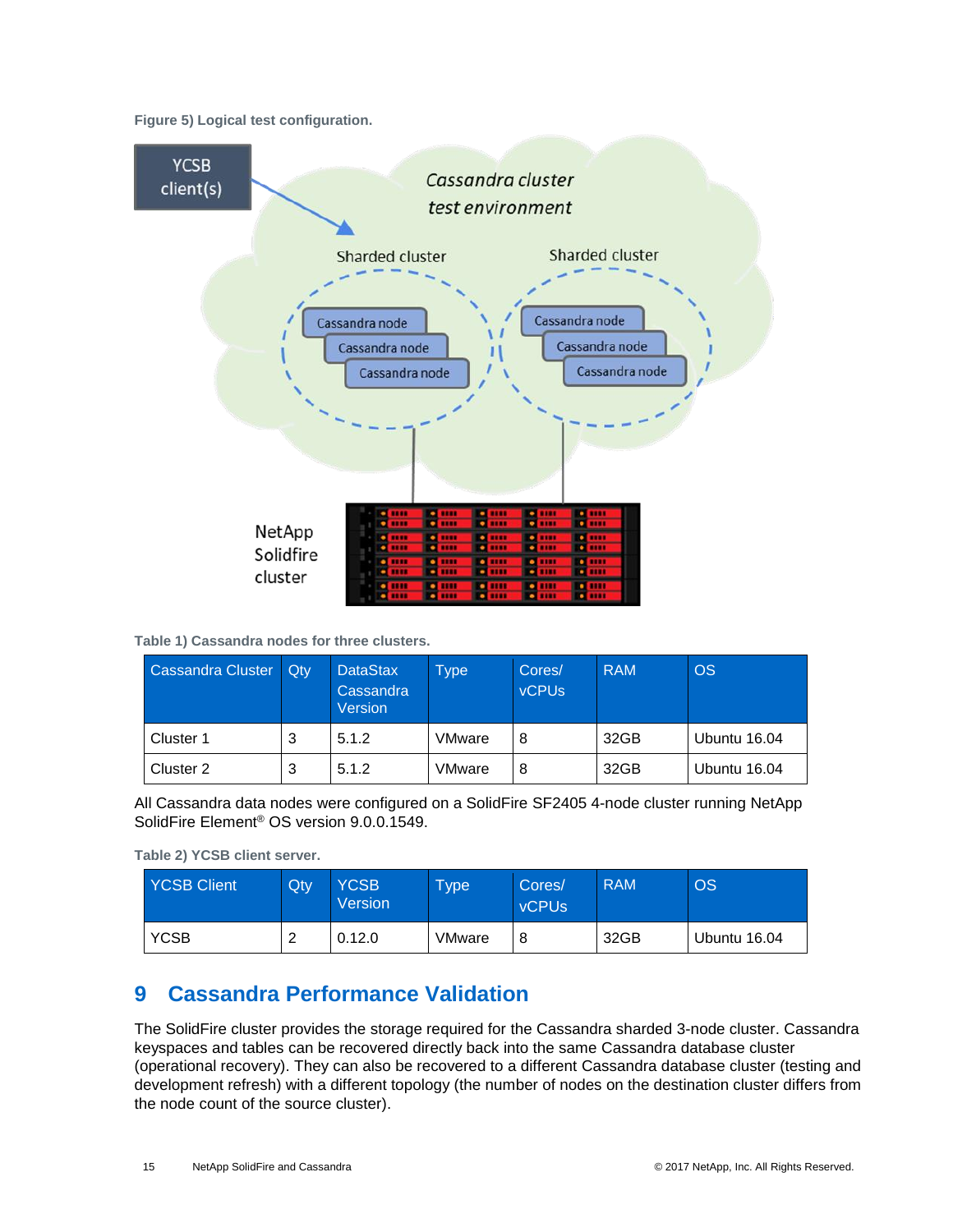Figure 5) Logical test configuration.

Table 1) Cassandra nodes for three clusters.

| Cassandra Cluster | Qty | DataStax Cassandra Version | Type | Cores/ vCPUs | RAM | OS |
|---|---|---|---|---|---|---|
| Cluster 1 | 3 | 5.1.2 | VMware | 8 | 32GB | Ubuntu 16.04 |
| Cluster 2 | 3 | 5.1.2 | VMware | 8 | 32GB | Ubuntu 16.04 |

All Cassandra data nodes were configured on a SolidFire SF2405 4-node cluster running NetApp SolidFire Element® OS version 9.0.0.1549.

Table 2) YCSB client server.

| YCSB Client | Qty | YCSB Version | Type | Cores/ vCPUs | RAM | OS |
|---|---|---|---|---|---|---|
| YCSB | 2 | 0.12.0 | VMware | 8 | 32GB | Ubuntu 16.04 |

# 9 Cassandra Performance Validation

The SolidFire cluster provides the storage required for the Cassandra sharded 3-node cluster. Cassandra keyspaces and tables can be recovered directly back into the same Cassandra database cluster (operational recovery). They can also be recovered to a different Cassandra database cluster (testing and development refresh) with a different topology (the number of nodes on the destination cluster differs from the node count of the source cluster).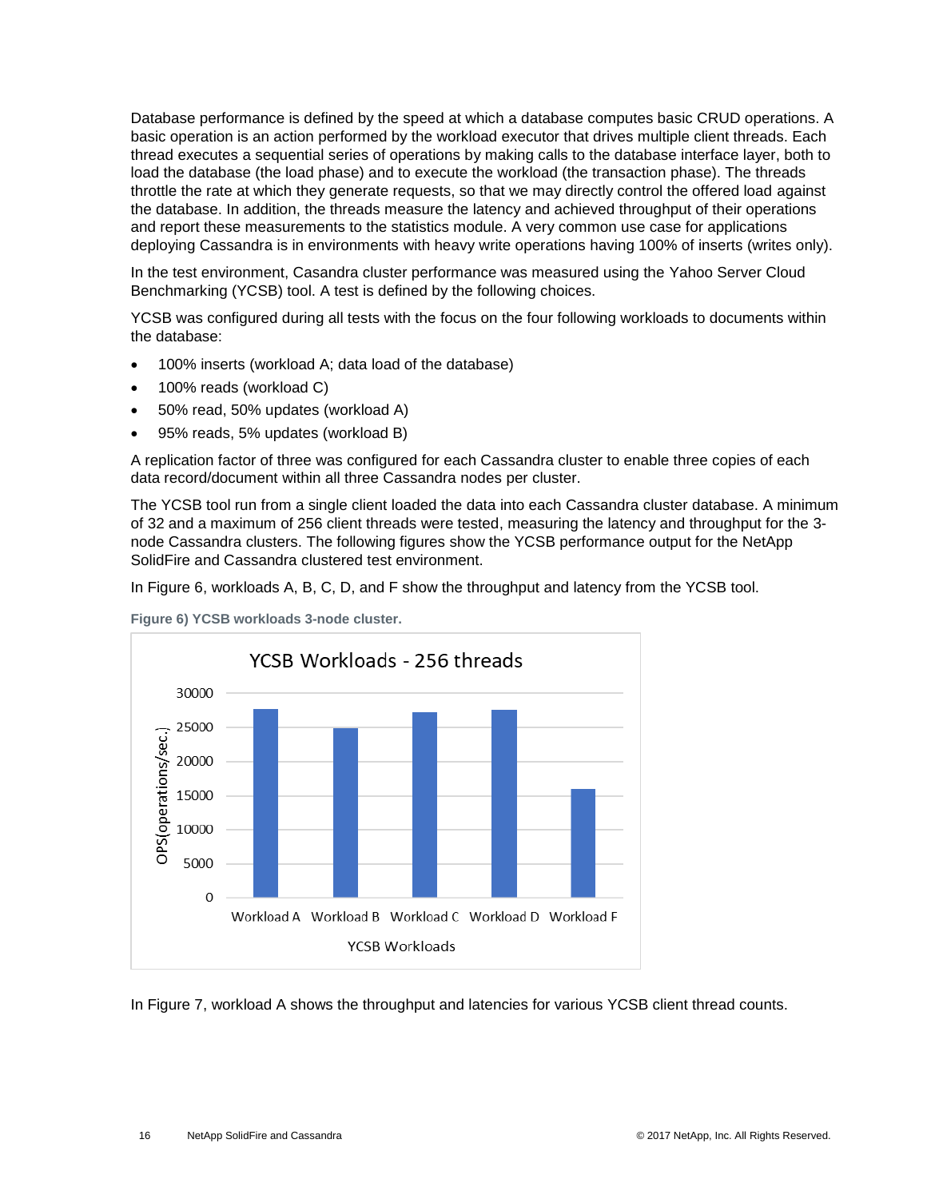Database performance is defined by the speed at which a database computes basic CRUD operations. A basic operation is an action performed by the workload executor that drives multiple client threads. Each thread executes a sequential series of operations by making calls to the database interface layer, both to load the database (the load phase) and to execute the workload (the transaction phase). The threads throttle the rate at which they generate requests, so that we may directly control the offered load against the database. In addition, the threads measure the latency and achieved throughput of their operations and report these measurements to the statistics module. A very common use case for applications deploying Cassandra is in environments with heavy write operations having 100% of inserts (writes only).

In the test environment, Casandra cluster performance was measured using the Yahoo Server Cloud Benchmarking (YCSB) tool. A test is defined by the following choices.

YCSB was configured during all tests with the focus on the four following workloads to documents within the database:

- 100% inserts (workload A; data load of the database)
- 100% reads (workload C)
- 50% read, 50% updates (workload A)
- 95% reads, 5% updates (workload B)

A replication factor of three was configured for each Cassandra cluster to enable three copies of each data record/document within all three Cassandra nodes per cluster.

The YCSB tool run from a single client loaded the data into each Cassandra cluster database. A minimum of 32 and a maximum of 256 client threads were tested, measuring the latency and throughput for the 3-node Cassandra clusters. The following figures show the YCSB performance output for the NetApp SolidFire and Cassandra clustered test environment.

In Figure 6, workloads A, B, C, D, and F show the throughput and latency from the YCSB tool.

**Figure 6) YCSB workloads 3-node cluster.**

In Figure 7, workload A shows the throughput and latencies for various YCSB client thread counts.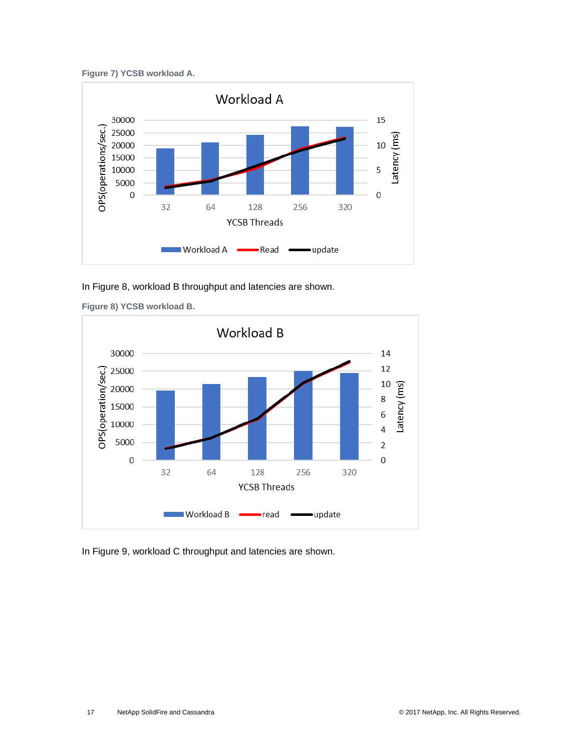**Figure 7) YCSB workload A.**

In Figure 8, workload B throughput and latencies are shown.

**Figure 8) YCSB workload B.**

In Figure 9, workload C throughput and latencies are shown.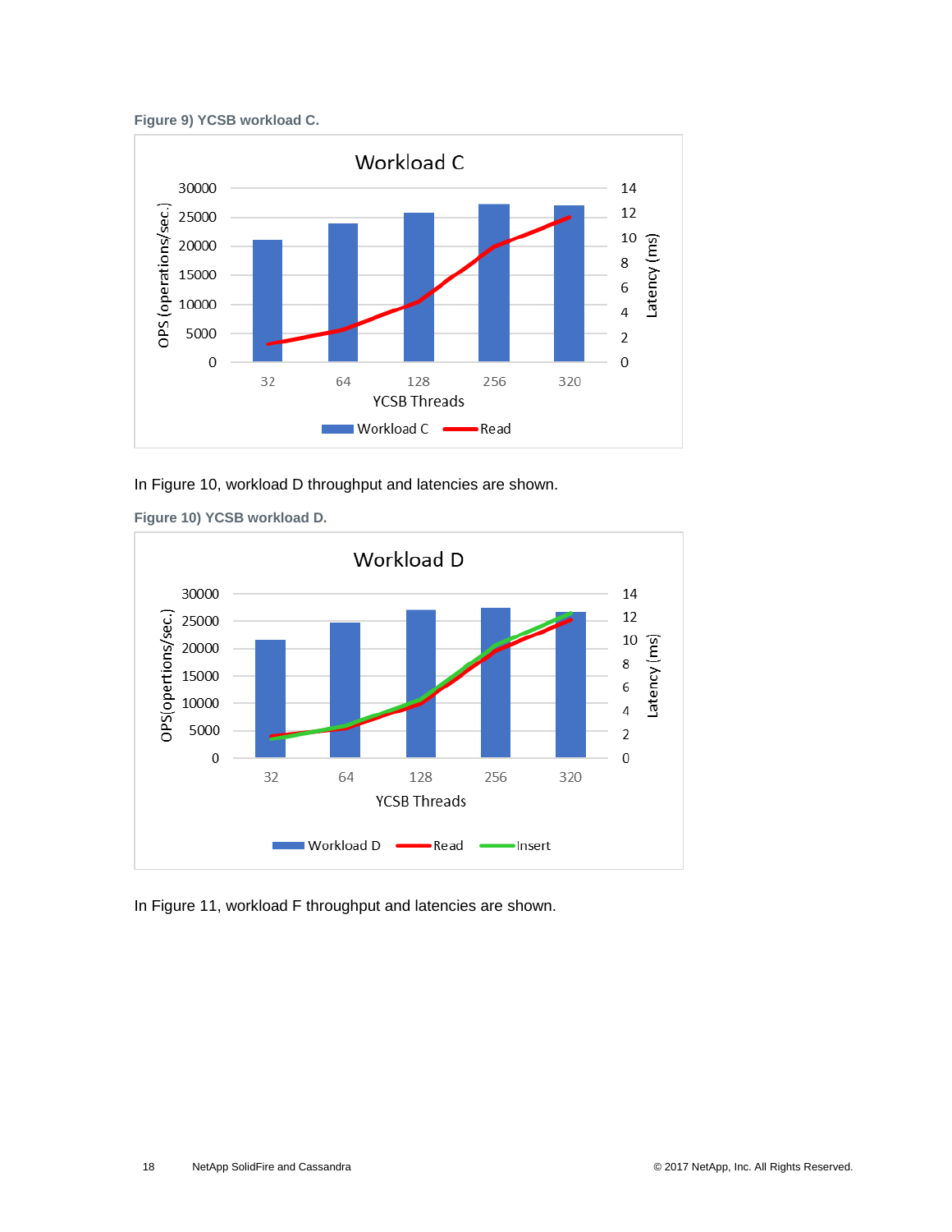**Figure 9) YCSB workload C.**

In Figure 10, workload D throughput and latencies are shown.

**Figure 10) YCSB workload D.**

In Figure 11, workload F throughput and latencies are shown.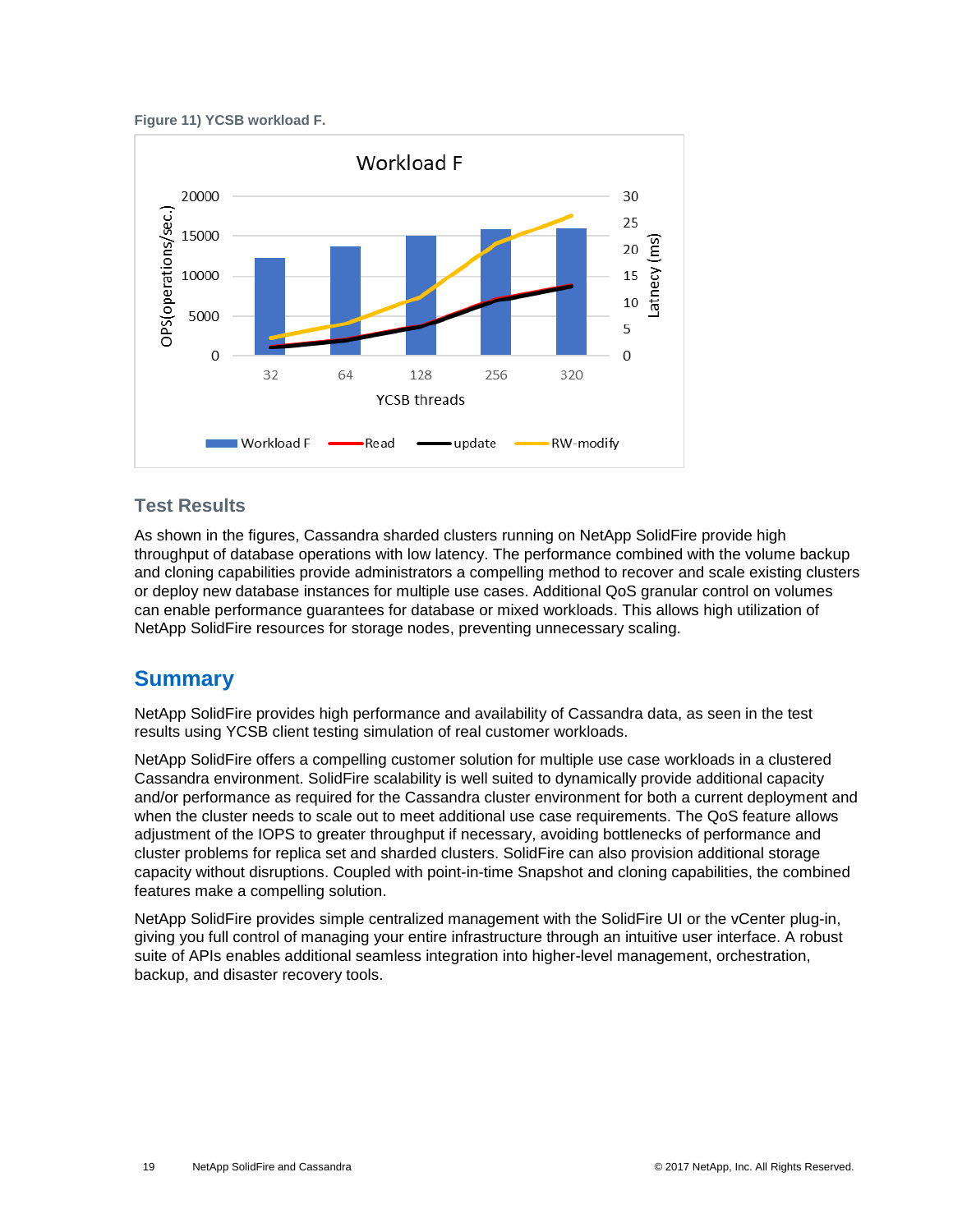**Figure 11) YCSB workload F.**

## Test Results

As shown in the figures, Cassandra sharded clusters running on NetApp SolidFire provide high throughput of database operations with low latency. The performance combined with the volume backup and cloning capabilities provide administrators a compelling method to recover and scale existing clusters or deploy new database instances for multiple use cases. Additional QoS granular control on volumes can enable performance guarantees for database or mixed workloads. This allows high utilization of NetApp SolidFire resources for storage nodes, preventing unnecessary scaling.

# Summary

NetApp SolidFire provides high performance and availability of Cassandra data, as seen in the test results using YCSB client testing simulation of real customer workloads.

NetApp SolidFire offers a compelling customer solution for multiple use case workloads in a clustered Cassandra environment. SolidFire scalability is well suited to dynamically provide additional capacity and/or performance as required for the Cassandra cluster environment for both a current deployment and when the cluster needs to scale out to meet additional use case requirements. The QoS feature allows adjustment of the IOPS to greater throughput if necessary, avoiding bottlenecks of performance and cluster problems for replica set and sharded clusters. SolidFire can also provision additional storage capacity without disruptions. Coupled with point-in-time Snapshot and cloning capabilities, the combined features make a compelling solution.

NetApp SolidFire provides simple centralized management with the SolidFire UI or the vCenter plug-in, giving you full control of managing your entire infrastructure through an intuitive user interface. A robust suite of APIs enables additional seamless integration into higher-level management, orchestration, backup, and disaster recovery tools.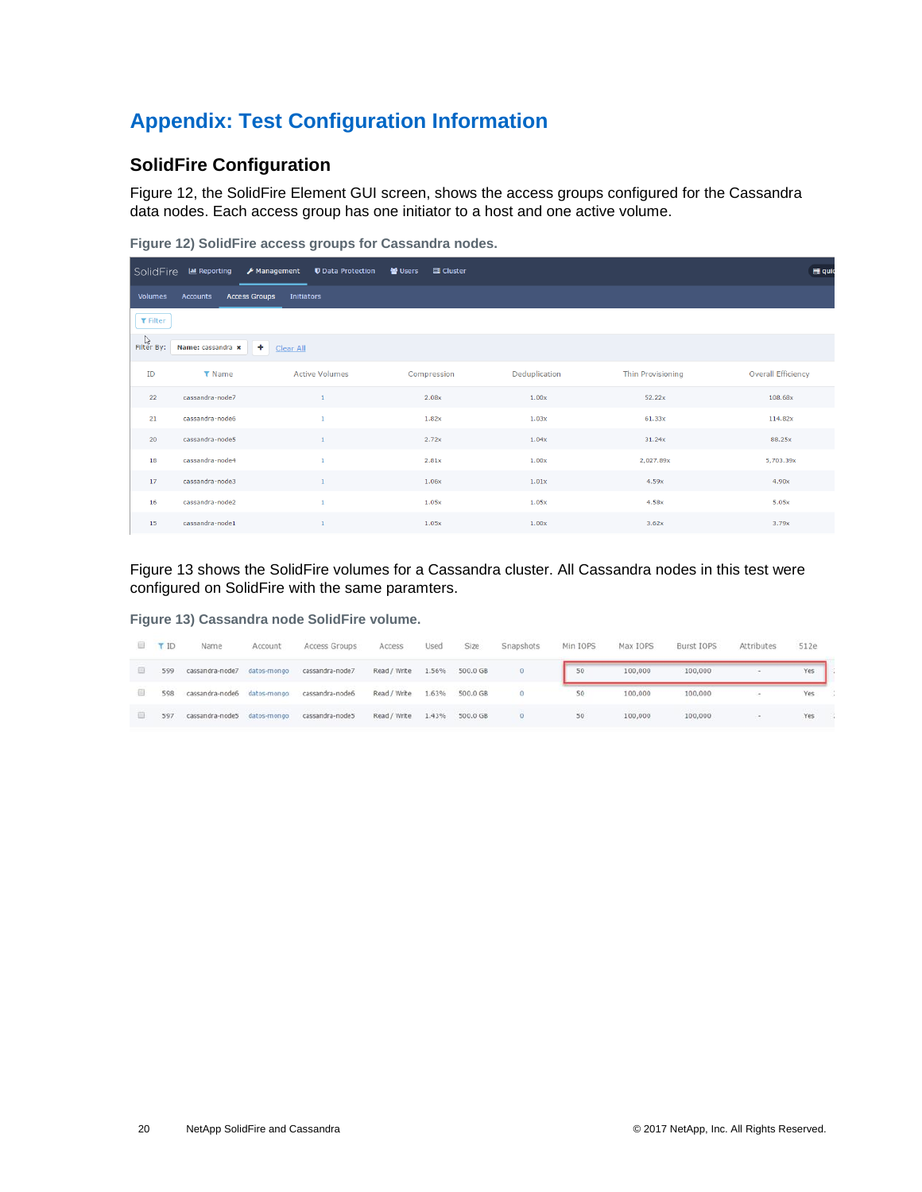# Appendix: Test Configuration Information

## SolidFire Configuration

Figure 12, the SolidFire Element GUI screen, shows the access groups configured for the Cassandra data nodes. Each access group has one initiator to a host and one active volume.

**Figure 12) SolidFire access groups for Cassandra nodes.**

| ID | Name | Active Volumes | Compression | Deduplication | Thin Provisioning | Overall Efficiency |
|---|---|---|---|---|---|---|
| 22 | cassandra-node7 | 1 | 2.08x | 1.00x | 52.22x | 108.68x |
| 21 | cassandra-node6 | 1 | 1.82x | 1.03x | 61.33x | 114.82x |
| 20 | cassandra-node5 | 1 | 2.72x | 1.04x | 31.24x | 88.25x |
| 18 | cassandra-node4 | 1 | 2.81x | 1.00x | 2,027.89x | 5,703.39x |
| 17 | cassandra-node3 | 1 | 1.06x | 1.01x | 4.59x | 4.90x |
| 16 | cassandra-node2 | 1 | 1.05x | 1.05x | 4.58x | 5.05x |
| 15 | cassandra-node1 | 1 | 1.05x | 1.00x | 3.62x | 3.79x |

Figure 13 shows the SolidFire volumes for a Cassandra cluster. All Cassandra nodes in this test were configured on SolidFire with the same paramters.

**Figure 13) Cassandra node SolidFire volume.**

| ID | Name | Account | Access Groups | Access | Used | Size | Snapshots | Min IOPS | Max IOPS | Burst IOPS | Attributes | 512e |
|---|---|---|---|---|---|---|---|---|---|---|---|---|
| 599 | cassandra-node7 | datos-mongo | cassandra-node7 | Read / Write | 1.56% | 500.0 GB | 0 | 50 | 100,000 | 100,000 | - | Yes |
| 598 | cassandra-node6 | datos-mongo | cassandra-node6 | Read / Write | 1.63% | 500.0 GB | 0 | 50 | 100,000 | 100,000 | - | Yes |
| 597 | cassandra-node5 | datos-mongo | cassandra-node5 | Read / Write | 1.43% | 500.0 GB | 0 | 50 | 100,000 | 100,000 | - | Yes |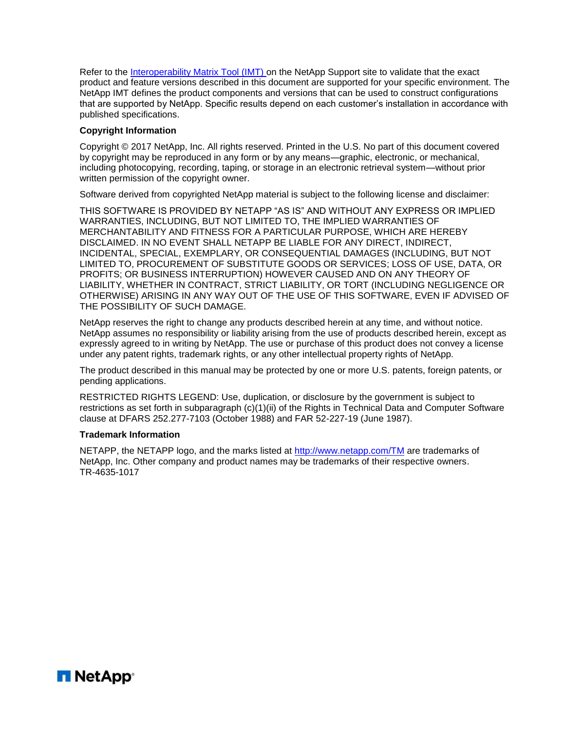Refer to the [Interoperability Matrix Tool (IMT)](#) on the NetApp Support site to validate that the exact product and feature versions described in this document are supported for your specific environment. The NetApp IMT defines the product components and versions that can be used to construct configurations that are supported by NetApp. Specific results depend on each customer's installation in accordance with published specifications.

**Copyright Information**

Copyright © 2017 NetApp, Inc. All rights reserved. Printed in the U.S. No part of this document covered by copyright may be reproduced in any form or by any means—graphic, electronic, or mechanical, including photocopying, recording, taping, or storage in an electronic retrieval system—without prior written permission of the copyright owner.

Software derived from copyrighted NetApp material is subject to the following license and disclaimer:

THIS SOFTWARE IS PROVIDED BY NETAPP "AS IS" AND WITHOUT ANY EXPRESS OR IMPLIED WARRANTIES, INCLUDING, BUT NOT LIMITED TO, THE IMPLIED WARRANTIES OF MERCHANTABILITY AND FITNESS FOR A PARTICULAR PURPOSE, WHICH ARE HEREBY DISCLAIMED. IN NO EVENT SHALL NETAPP BE LIABLE FOR ANY DIRECT, INDIRECT, INCIDENTAL, SPECIAL, EXEMPLARY, OR CONSEQUENTIAL DAMAGES (INCLUDING, BUT NOT LIMITED TO, PROCUREMENT OF SUBSTITUTE GOODS OR SERVICES; LOSS OF USE, DATA, OR PROFITS; OR BUSINESS INTERRUPTION) HOWEVER CAUSED AND ON ANY THEORY OF LIABILITY, WHETHER IN CONTRACT, STRICT LIABILITY, OR TORT (INCLUDING NEGLIGENCE OR OTHERWISE) ARISING IN ANY WAY OUT OF THE USE OF THIS SOFTWARE, EVEN IF ADVISED OF THE POSSIBILITY OF SUCH DAMAGE.

NetApp reserves the right to change any products described herein at any time, and without notice. NetApp assumes no responsibility or liability arising from the use of products described herein, except as expressly agreed to in writing by NetApp. The use or purchase of this product does not convey a license under any patent rights, trademark rights, or any other intellectual property rights of NetApp.

The product described in this manual may be protected by one or more U.S. patents, foreign patents, or pending applications.

RESTRICTED RIGHTS LEGEND: Use, duplication, or disclosure by the government is subject to restrictions as set forth in subparagraph (c)(1)(ii) of the Rights in Technical Data and Computer Software clause at DFARS 252.277-7103 (October 1988) and FAR 52-227-19 (June 1987).

**Trademark Information**

NETAPP, the NETAPP logo, and the marks listed at http://www.netapp.com/TM are trademarks of NetApp, Inc. Other company and product names may be trademarks of their respective owners.
TR-4635-1017

NetApp®